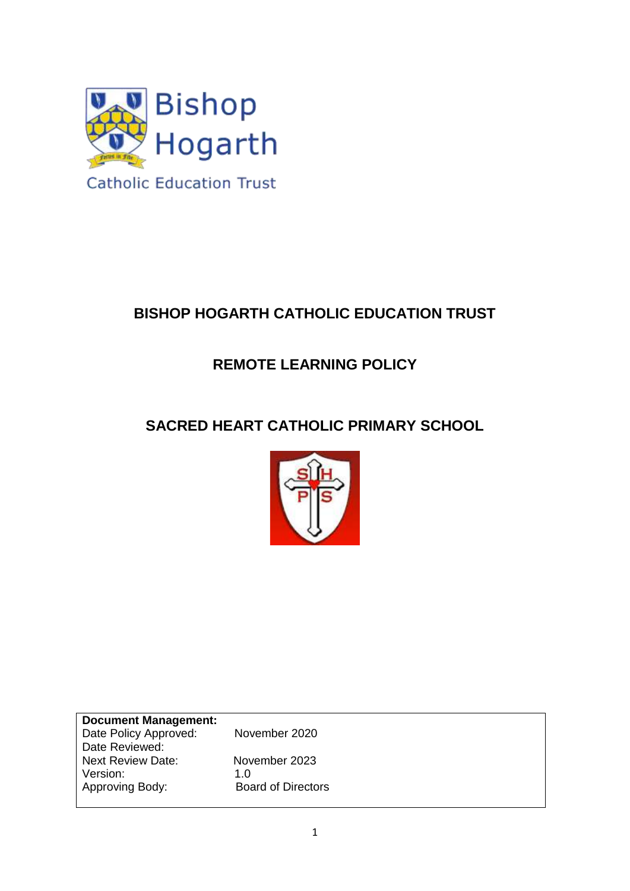Bishop Hogarth

Catholic Education Trust

# BISHOP HOGARTH CATHOLIC EDUCATION TRUST

## REMOTE LEARNING POLICY

## SACRED HEART CATHOLIC PRIMARY SCHOOL

| **Document Management:** | |
|---|---|
| Date Policy Approved: | November 2020 |
| Date Reviewed: | |
| Next Review Date: | November 2023 |
| Version: | 1.0 |
| Approving Body: | Board of Directors |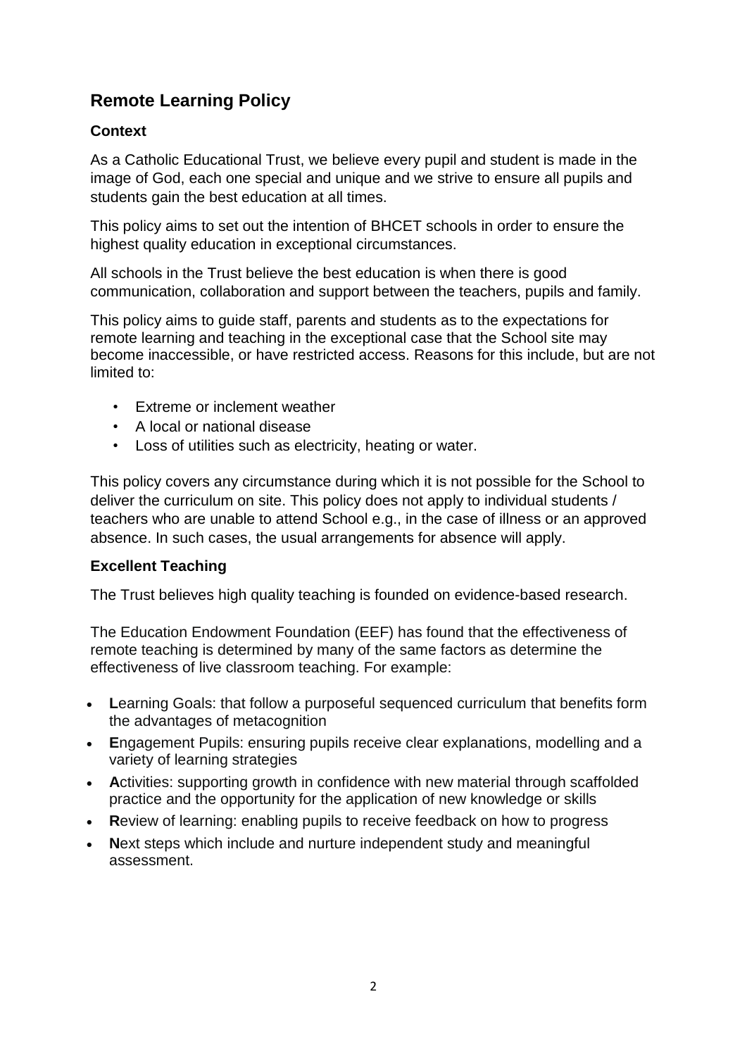## Remote Learning Policy

### Context

As a Catholic Educational Trust, we believe every pupil and student is made in the image of God, each one special and unique and we strive to ensure all pupils and students gain the best education at all times.

This policy aims to set out the intention of BHCET schools in order to ensure the highest quality education in exceptional circumstances.

All schools in the Trust believe the best education is when there is good communication, collaboration and support between the teachers, pupils and family.

This policy aims to guide staff, parents and students as to the expectations for remote learning and teaching in the exceptional case that the School site may become inaccessible, or have restricted access. Reasons for this include, but are not limited to:

- Extreme or inclement weather
- A local or national disease
- Loss of utilities such as electricity, heating or water.

This policy covers any circumstance during which it is not possible for the School to deliver the curriculum on site. This policy does not apply to individual students / teachers who are unable to attend School e.g., in the case of illness or an approved absence. In such cases, the usual arrangements for absence will apply.

### Excellent Teaching

The Trust believes high quality teaching is founded on evidence-based research.

The Education Endowment Foundation (EEF) has found that the effectiveness of remote teaching is determined by many of the same factors as determine the effectiveness of live classroom teaching. For example:

- **L**earning Goals: that follow a purposeful sequenced curriculum that benefits form the advantages of metacognition
- **E**ngagement Pupils: ensuring pupils receive clear explanations, modelling and a variety of learning strategies
- **A**ctivities: supporting growth in confidence with new material through scaffolded practice and the opportunity for the application of new knowledge or skills
- **R**eview of learning: enabling pupils to receive feedback on how to progress
- **N**ext steps which include and nurture independent study and meaningful assessment.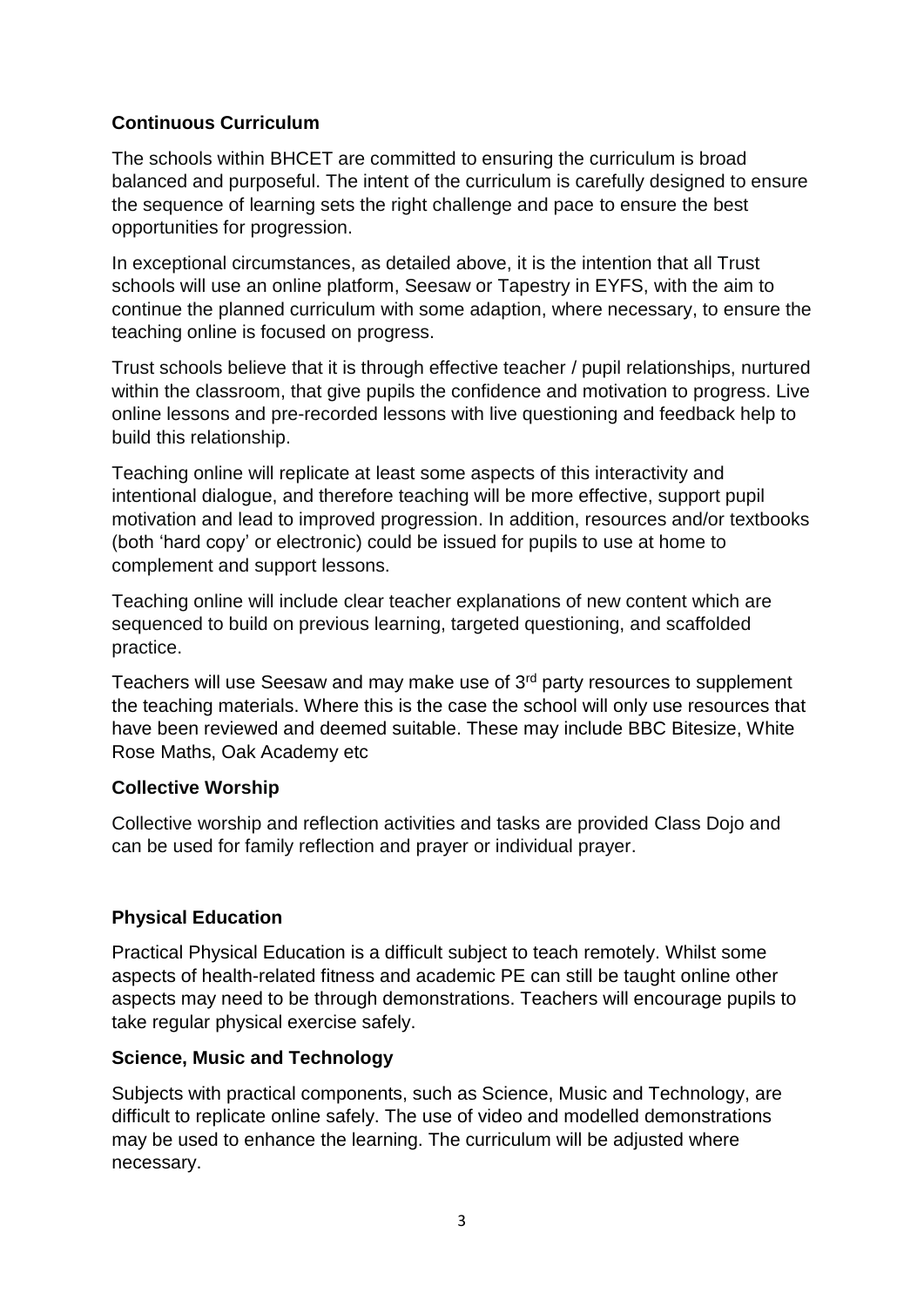**Continuous Curriculum**

The schools within BHCET are committed to ensuring the curriculum is broad balanced and purposeful. The intent of the curriculum is carefully designed to ensure the sequence of learning sets the right challenge and pace to ensure the best opportunities for progression.

In exceptional circumstances, as detailed above, it is the intention that all Trust schools will use an online platform, Seesaw or Tapestry in EYFS, with the aim to continue the planned curriculum with some adaption, where necessary, to ensure the teaching online is focused on progress.

Trust schools believe that it is through effective teacher / pupil relationships, nurtured within the classroom, that give pupils the confidence and motivation to progress. Live online lessons and pre-recorded lessons with live questioning and feedback help to build this relationship.

Teaching online will replicate at least some aspects of this interactivity and intentional dialogue, and therefore teaching will be more effective, support pupil motivation and lead to improved progression. In addition, resources and/or textbooks (both 'hard copy' or electronic) could be issued for pupils to use at home to complement and support lessons.

Teaching online will include clear teacher explanations of new content which are sequenced to build on previous learning, targeted questioning, and scaffolded practice.

Teachers will use Seesaw and may make use of 3rd party resources to supplement the teaching materials. Where this is the case the school will only use resources that have been reviewed and deemed suitable. These may include BBC Bitesize, White Rose Maths, Oak Academy etc

**Collective Worship**

Collective worship and reflection activities and tasks are provided Class Dojo and can be used for family reflection and prayer or individual prayer.

**Physical Education**

Practical Physical Education is a difficult subject to teach remotely. Whilst some aspects of health-related fitness and academic PE can still be taught online other aspects may need to be through demonstrations. Teachers will encourage pupils to take regular physical exercise safely.

**Science, Music and Technology**

Subjects with practical components, such as Science, Music and Technology, are difficult to replicate online safely. The use of video and modelled demonstrations may be used to enhance the learning. The curriculum will be adjusted where necessary.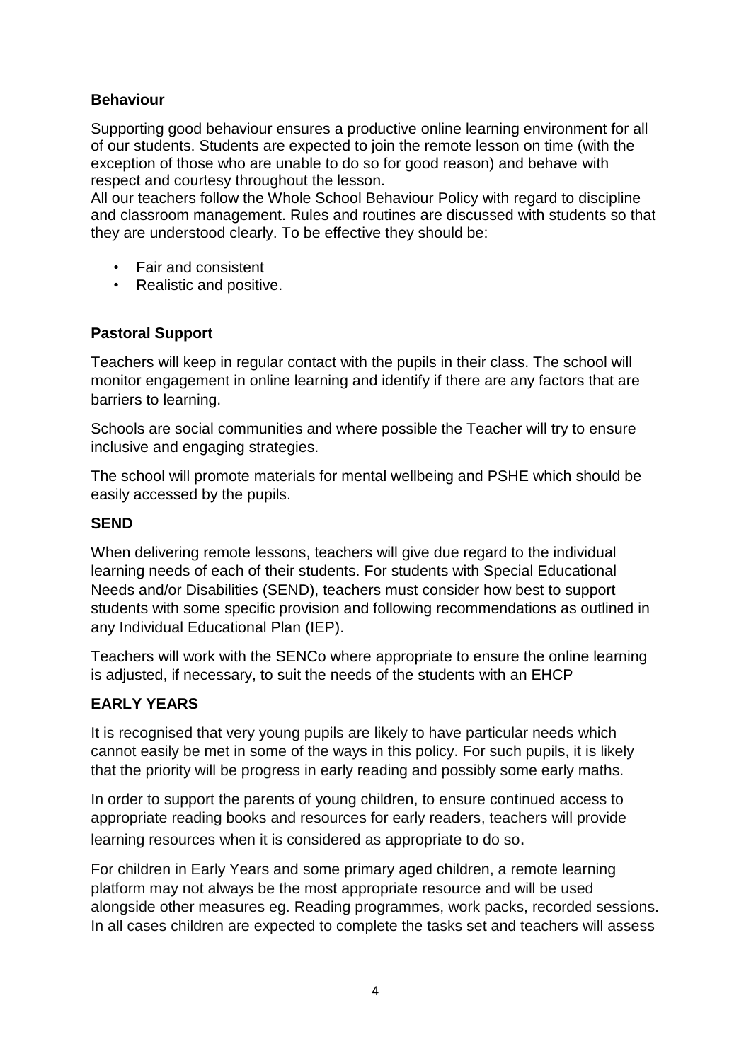**Behaviour**

Supporting good behaviour ensures a productive online learning environment for all of our students. Students are expected to join the remote lesson on time (with the exception of those who are unable to do so for good reason) and behave with respect and courtesy throughout the lesson.
All our teachers follow the Whole School Behaviour Policy with regard to discipline and classroom management. Rules and routines are discussed with students so that they are understood clearly. To be effective they should be:

- Fair and consistent
- Realistic and positive.

**Pastoral Support**

Teachers will keep in regular contact with the pupils in their class. The school will monitor engagement in online learning and identify if there are any factors that are barriers to learning.

Schools are social communities and where possible the Teacher will try to ensure inclusive and engaging strategies.

The school will promote materials for mental wellbeing and PSHE which should be easily accessed by the pupils.

**SEND**

When delivering remote lessons, teachers will give due regard to the individual learning needs of each of their students. For students with Special Educational Needs and/or Disabilities (SEND), teachers must consider how best to support students with some specific provision and following recommendations as outlined in any Individual Educational Plan (IEP).

Teachers will work with the SENCo where appropriate to ensure the online learning is adjusted, if necessary, to suit the needs of the students with an EHCP

**EARLY YEARS**

It is recognised that very young pupils are likely to have particular needs which cannot easily be met in some of the ways in this policy. For such pupils, it is likely that the priority will be progress in early reading and possibly some early maths.

In order to support the parents of young children, to ensure continued access to appropriate reading books and resources for early readers, teachers will provide learning resources when it is considered as appropriate to do so.

For children in Early Years and some primary aged children, a remote learning platform may not always be the most appropriate resource and will be used alongside other measures eg. Reading programmes, work packs, recorded sessions. In all cases children are expected to complete the tasks set and teachers will assess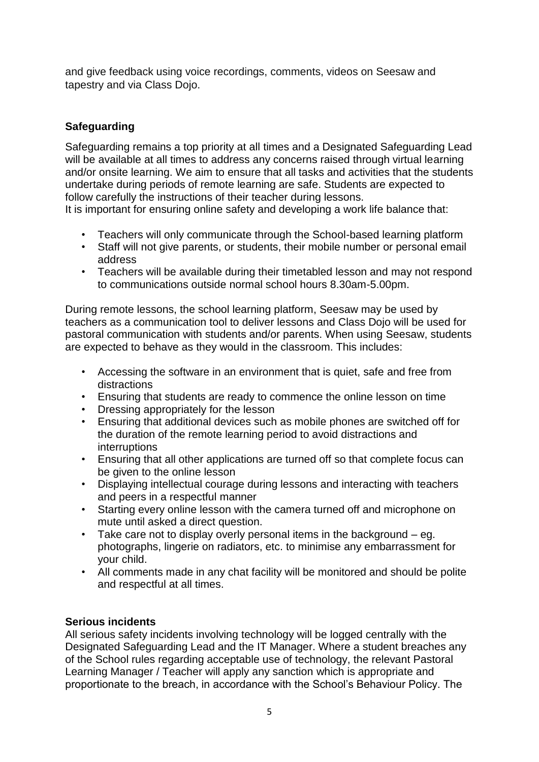and give feedback using voice recordings, comments, videos on Seesaw and tapestry and via Class Dojo.

## Safeguarding

Safeguarding remains a top priority at all times and a Designated Safeguarding Lead will be available at all times to address any concerns raised through virtual learning and/or onsite learning. We aim to ensure that all tasks and activities that the students undertake during periods of remote learning are safe. Students are expected to follow carefully the instructions of their teacher during lessons.
It is important for ensuring online safety and developing a work life balance that:

- Teachers will only communicate through the School-based learning platform
- Staff will not give parents, or students, their mobile number or personal email address
- Teachers will be available during their timetabled lesson and may not respond to communications outside normal school hours 8.30am-5.00pm.

During remote lessons, the school learning platform, Seesaw may be used by teachers as a communication tool to deliver lessons and Class Dojo will be used for pastoral communication with students and/or parents. When using Seesaw, students are expected to behave as they would in the classroom. This includes:

- Accessing the software in an environment that is quiet, safe and free from distractions
- Ensuring that students are ready to commence the online lesson on time
- Dressing appropriately for the lesson
- Ensuring that additional devices such as mobile phones are switched off for the duration of the remote learning period to avoid distractions and interruptions
- Ensuring that all other applications are turned off so that complete focus can be given to the online lesson
- Displaying intellectual courage during lessons and interacting with teachers and peers in a respectful manner
- Starting every online lesson with the camera turned off and microphone on mute until asked a direct question.
- Take care not to display overly personal items in the background – eg. photographs, lingerie on radiators, etc. to minimise any embarrassment for your child.
- All comments made in any chat facility will be monitored and should be polite and respectful at all times.

## Serious incidents

All serious safety incidents involving technology will be logged centrally with the Designated Safeguarding Lead and the IT Manager. Where a student breaches any of the School rules regarding acceptable use of technology, the relevant Pastoral Learning Manager / Teacher will apply any sanction which is appropriate and proportionate to the breach, in accordance with the School's Behaviour Policy. The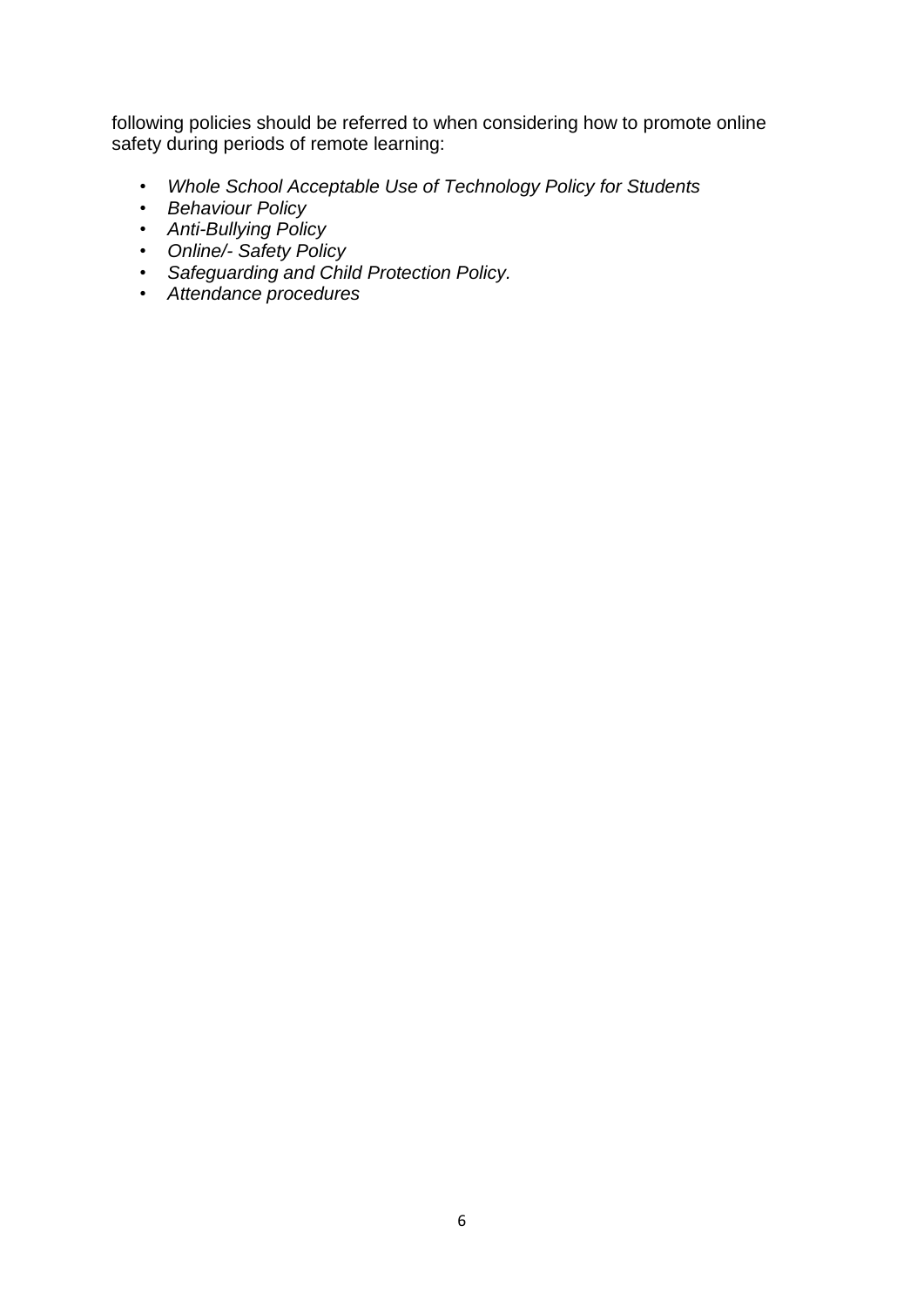following policies should be referred to when considering how to promote online safety during periods of remote learning:

- *Whole School Acceptable Use of Technology Policy for Students*
- *Behaviour Policy*
- *Anti-Bullying Policy*
- *Online/- Safety Policy*
- *Safeguarding and Child Protection Policy.*
- *Attendance procedures*